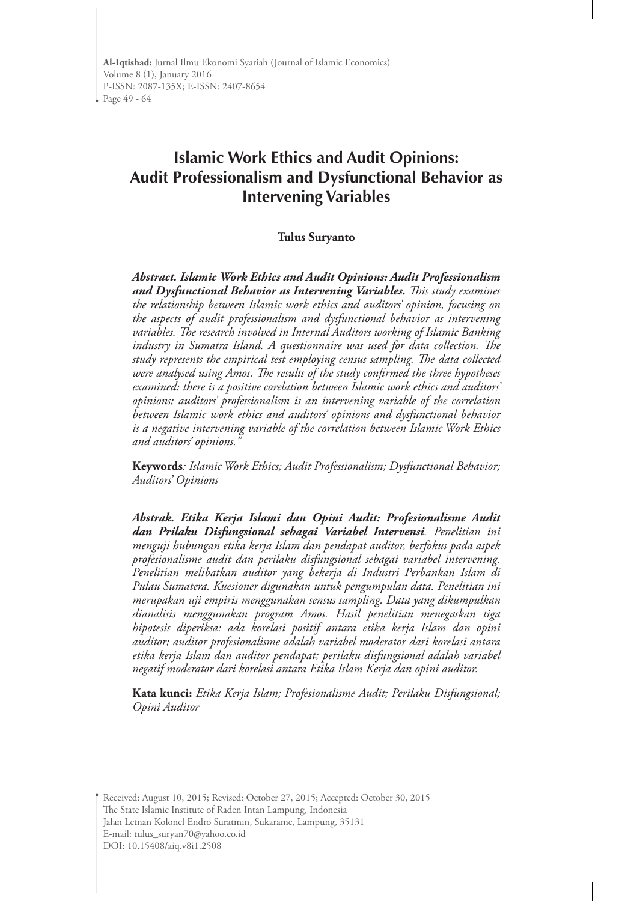# Islamic Work Ethics and Audit Opinions: Audit Professionalism and Dysfunctional Behavior as Intervening Variables

**Tulus Suryanto**

***Abstract. Islamic Work Ethics and Audit Opinions: Audit Professionalism and Dysfunctional Behavior as Intervening Variables.*** *This study examines the relationship between Islamic work ethics and auditors' opinion, focusing on the aspects of audit professionalism and dysfunctional behavior as intervening variables. The research involved in Internal Auditors working of Islamic Banking industry in Sumatra Island. A questionnaire was used for data collection. The study represents the empirical test employing census sampling. The data collected were analysed using Amos. The results of the study confirmed the three hypotheses examined: there is a positive corelation between Islamic work ethics and auditors' opinions; auditors' professionalism is an intervening variable of the correlation between Islamic work ethics and auditors' opinions and dysfunctional behavior is a negative intervening variable of the correlation between Islamic Work Ethics and auditors' opinions."*

**Keywords***: Islamic Work Ethics; Audit Professionalism; Dysfunctional Behavior; Auditors' Opinions*

***Abstrak. Etika Kerja Islami dan Opini Audit: Profesionalisme Audit dan Prilaku Disfungsional sebagai Variabel Intervensi.*** *Penelitian ini menguji hubungan etika kerja Islam dan pendapat auditor, berfokus pada aspek profesionalisme audit dan perilaku disfungsional sebagai variabel intervening. Penelitian melibatkan auditor yang bekerja di Industri Perbankan Islam di Pulau Sumatera. Kuesioner digunakan untuk pengumpulan data. Penelitian ini merupakan uji empiris menggunakan sensus sampling. Data yang dikumpulkan dianalisis menggunakan program Amos. Hasil penelitian menegaskan tiga hipotesis diperiksa: ada korelasi positif antara etika kerja Islam dan opini auditor; auditor profesionalisme adalah variabel moderator dari korelasi antara etika kerja Islam dan auditor pendapat; perilaku disfungsional adalah variabel negatif moderator dari korelasi antara Etika Islam Kerja dan opini auditor.*

**Kata kunci:** *Etika Kerja Islam; Profesionalisme Audit; Perilaku Disfungsional; Opini Auditor*

Received: August 10, 2015; Revised: October 27, 2015; Accepted: October 30, 2015
The State Islamic Institute of Raden Intan Lampung, Indonesia
Jalan Letnan Kolonel Endro Suratmin, Sukarame, Lampung, 35131
E-mail: tulus_suryan70@yahoo.co.id
DOI: 10.15408/aiq.v8i1.2508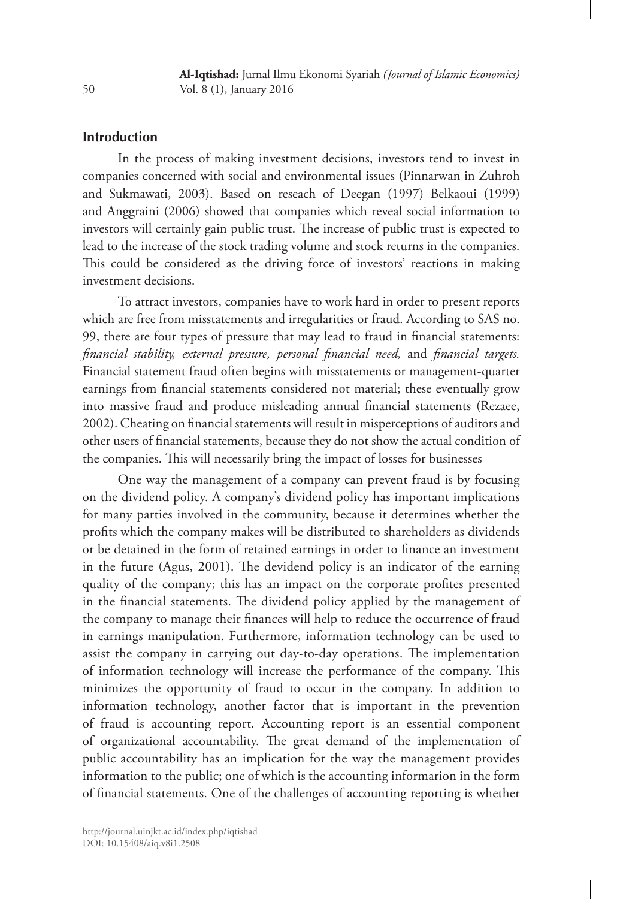## Introduction

In the process of making investment decisions, investors tend to invest in companies concerned with social and environmental issues (Pinnarwan in Zuhroh and Sukmawati, 2003). Based on reseach of Deegan (1997) Belkaoui (1999) and Anggraini (2006) showed that companies which reveal social information to investors will certainly gain public trust. The increase of public trust is expected to lead to the increase of the stock trading volume and stock returns in the companies. This could be considered as the driving force of investors' reactions in making investment decisions.

To attract investors, companies have to work hard in order to present reports which are free from misstatements and irregularities or fraud. According to SAS no. 99, there are four types of pressure that may lead to fraud in financial statements: *financial stability, external pressure, personal financial need,* and *financial targets.* Financial statement fraud often begins with misstatements or management-quarter earnings from financial statements considered not material; these eventually grow into massive fraud and produce misleading annual financial statements (Rezaee, 2002). Cheating on financial statements will result in misperceptions of auditors and other users of financial statements, because they do not show the actual condition of the companies. This will necessarily bring the impact of losses for businesses

One way the management of a company can prevent fraud is by focusing on the dividend policy. A company's dividend policy has important implications for many parties involved in the community, because it determines whether the profits which the company makes will be distributed to shareholders as dividends or be detained in the form of retained earnings in order to finance an investment in the future (Agus, 2001). The devidend policy is an indicator of the earning quality of the company; this has an impact on the corporate profites presented in the financial statements. The dividend policy applied by the management of the company to manage their finances will help to reduce the occurrence of fraud in earnings manipulation. Furthermore, information technology can be used to assist the company in carrying out day-to-day operations. The implementation of information technology will increase the performance of the company. This minimizes the opportunity of fraud to occur in the company. In addition to information technology, another factor that is important in the prevention of fraud is accounting report. Accounting report is an essential component of organizational accountability. The great demand of the implementation of public accountability has an implication for the way the management provides information to the public; one of which is the accounting informarion in the form of financial statements. One of the challenges of accounting reporting is whether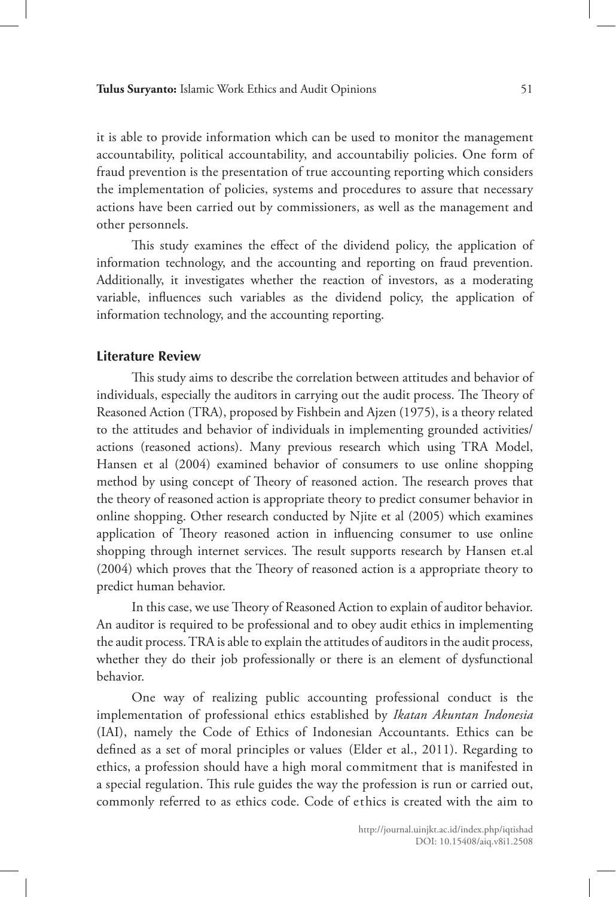it is able to provide information which can be used to monitor the management accountability, political accountability, and accountabiliy policies. One form of fraud prevention is the presentation of true accounting reporting which considers the implementation of policies, systems and procedures to assure that necessary actions have been carried out by commissioners, as well as the management and other personnels.

This study examines the effect of the dividend policy, the application of information technology, and the accounting and reporting on fraud prevention. Additionally, it investigates whether the reaction of investors, as a moderating variable, influences such variables as the dividend policy, the application of information technology, and the accounting reporting.

## Literature Review

This study aims to describe the correlation between attitudes and behavior of individuals, especially the auditors in carrying out the audit process. The Theory of Reasoned Action (TRA), proposed by Fishbein and Ajzen (1975), is a theory related to the attitudes and behavior of individuals in implementing grounded activities/ actions (reasoned actions). Many previous research which using TRA Model, Hansen et al (2004) examined behavior of consumers to use online shopping method by using concept of Theory of reasoned action. The research proves that the theory of reasoned action is appropriate theory to predict consumer behavior in online shopping. Other research conducted by Njite et al (2005) which examines application of Theory reasoned action in influencing consumer to use online shopping through internet services. The result supports research by Hansen et.al (2004) which proves that the Theory of reasoned action is a appropriate theory to predict human behavior.

In this case, we use Theory of Reasoned Action to explain of auditor behavior. An auditor is required to be professional and to obey audit ethics in implementing the audit process. TRA is able to explain the attitudes of auditors in the audit process, whether they do their job professionally or there is an element of dysfunctional behavior.

One way of realizing public accounting professional conduct is the implementation of professional ethics established by *Ikatan Akuntan Indonesia* (IAI), namely the Code of Ethics of Indonesian Accountants. Ethics can be defined as a set of moral principles or values (Elder et al., 2011). Regarding to ethics, a profession should have a high moral commitment that is manifested in a special regulation. This rule guides the way the profession is run or carried out, commonly referred to as ethics code. Code of ethics is created with the aim to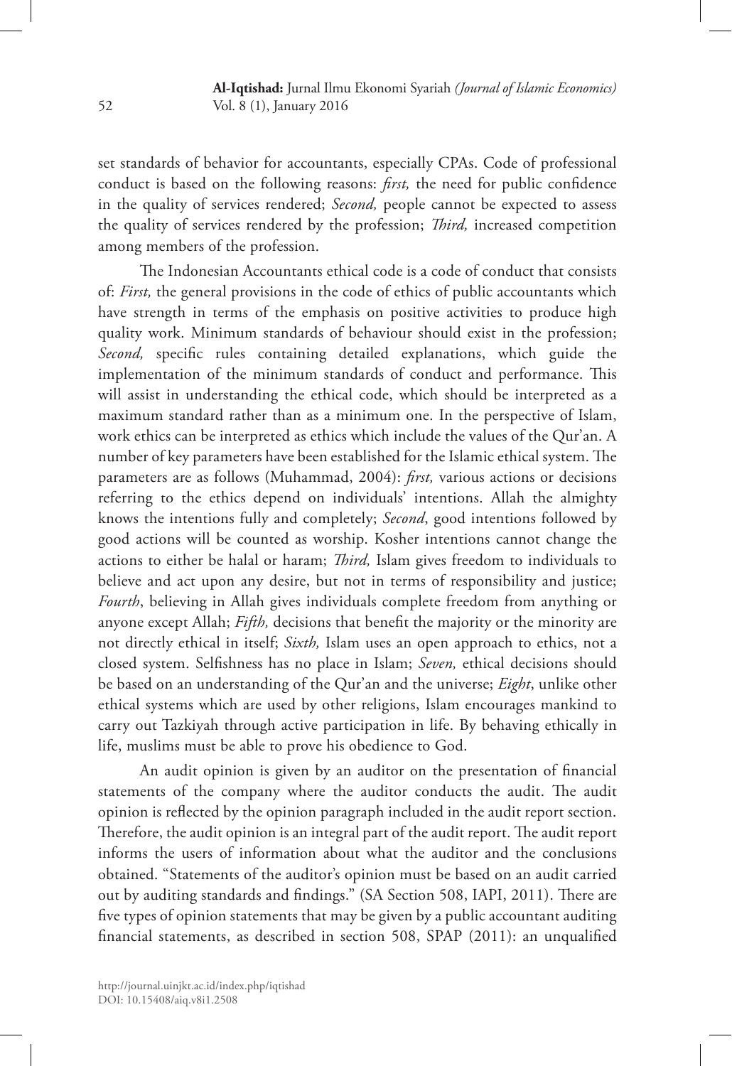set standards of behavior for accountants, especially CPAs. Code of professional conduct is based on the following reasons: *first,* the need for public confidence in the quality of services rendered; *Second,* people cannot be expected to assess the quality of services rendered by the profession; *Third,* increased competition among members of the profession.

The Indonesian Accountants ethical code is a code of conduct that consists of: *First,* the general provisions in the code of ethics of public accountants which have strength in terms of the emphasis on positive activities to produce high quality work. Minimum standards of behaviour should exist in the profession; *Second,* specific rules containing detailed explanations, which guide the implementation of the minimum standards of conduct and performance. This will assist in understanding the ethical code, which should be interpreted as a maximum standard rather than as a minimum one. In the perspective of Islam, work ethics can be interpreted as ethics which include the values of the Qur'an. A number of key parameters have been established for the Islamic ethical system. The parameters are as follows (Muhammad, 2004): *first,* various actions or decisions referring to the ethics depend on individuals' intentions. Allah the almighty knows the intentions fully and completely; *Second*, good intentions followed by good actions will be counted as worship. Kosher intentions cannot change the actions to either be halal or haram; *Third,* Islam gives freedom to individuals to believe and act upon any desire, but not in terms of responsibility and justice; *Fourth*, believing in Allah gives individuals complete freedom from anything or anyone except Allah; *Fifth,* decisions that benefit the majority or the minority are not directly ethical in itself; *Sixth,* Islam uses an open approach to ethics, not a closed system. Selfishness has no place in Islam; *Seven,* ethical decisions should be based on an understanding of the Qur'an and the universe; *Eight*, unlike other ethical systems which are used by other religions, Islam encourages mankind to carry out Tazkiyah through active participation in life. By behaving ethically in life, muslims must be able to prove his obedience to God.

An audit opinion is given by an auditor on the presentation of financial statements of the company where the auditor conducts the audit. The audit opinion is reflected by the opinion paragraph included in the audit report section. Therefore, the audit opinion is an integral part of the audit report. The audit report informs the users of information about what the auditor and the conclusions obtained. "Statements of the auditor's opinion must be based on an audit carried out by auditing standards and findings." (SA Section 508, IAPI, 2011). There are five types of opinion statements that may be given by a public accountant auditing financial statements, as described in section 508, SPAP (2011): an unqualified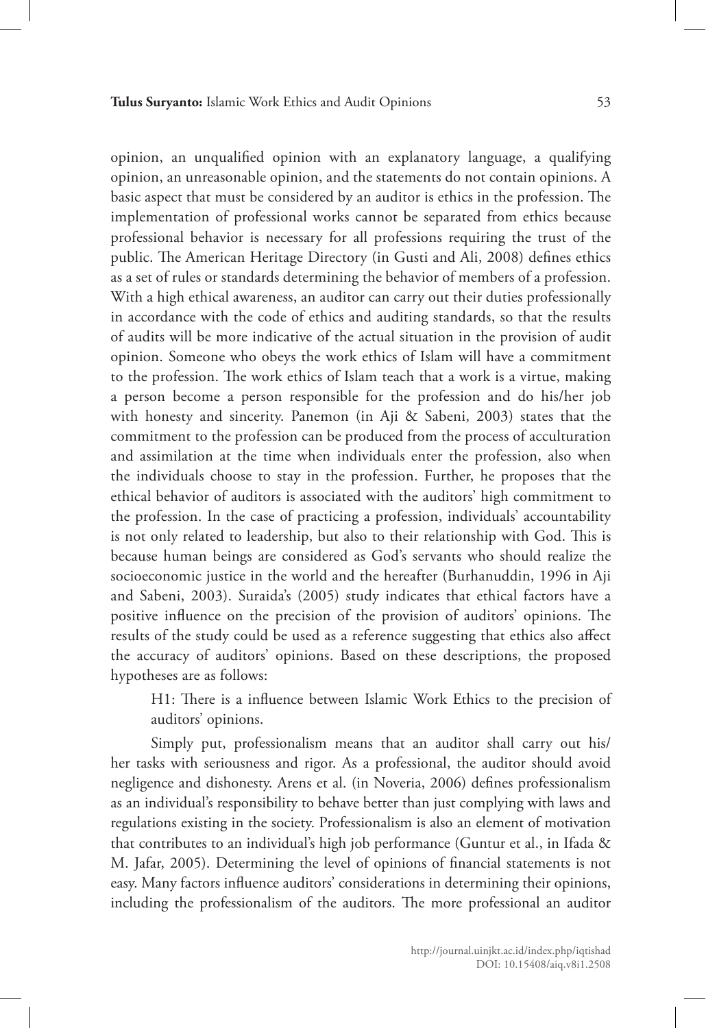opinion, an unqualified opinion with an explanatory language, a qualifying opinion, an unreasonable opinion, and the statements do not contain opinions. A basic aspect that must be considered by an auditor is ethics in the profession. The implementation of professional works cannot be separated from ethics because professional behavior is necessary for all professions requiring the trust of the public. The American Heritage Directory (in Gusti and Ali, 2008) defines ethics as a set of rules or standards determining the behavior of members of a profession. With a high ethical awareness, an auditor can carry out their duties professionally in accordance with the code of ethics and auditing standards, so that the results of audits will be more indicative of the actual situation in the provision of audit opinion. Someone who obeys the work ethics of Islam will have a commitment to the profession. The work ethics of Islam teach that a work is a virtue, making a person become a person responsible for the profession and do his/her job with honesty and sincerity. Panemon (in Aji & Sabeni, 2003) states that the commitment to the profession can be produced from the process of acculturation and assimilation at the time when individuals enter the profession, also when the individuals choose to stay in the profession. Further, he proposes that the ethical behavior of auditors is associated with the auditors' high commitment to the profession. In the case of practicing a profession, individuals' accountability is not only related to leadership, but also to their relationship with God. This is because human beings are considered as God's servants who should realize the socioeconomic justice in the world and the hereafter (Burhanuddin, 1996 in Aji and Sabeni, 2003). Suraida's (2005) study indicates that ethical factors have a positive influence on the precision of the provision of auditors' opinions. The results of the study could be used as a reference suggesting that ethics also affect the accuracy of auditors' opinions. Based on these descriptions, the proposed hypotheses are as follows:

> H1: There is a influence between Islamic Work Ethics to the precision of auditors' opinions.

Simply put, professionalism means that an auditor shall carry out his/her tasks with seriousness and rigor. As a professional, the auditor should avoid negligence and dishonesty. Arens et al. (in Noveria, 2006) defines professionalism as an individual's responsibility to behave better than just complying with laws and regulations existing in the society. Professionalism is also an element of motivation that contributes to an individual's high job performance (Guntur et al., in Ifada & M. Jafar, 2005). Determining the level of opinions of financial statements is not easy. Many factors influence auditors' considerations in determining their opinions, including the professionalism of the auditors. The more professional an auditor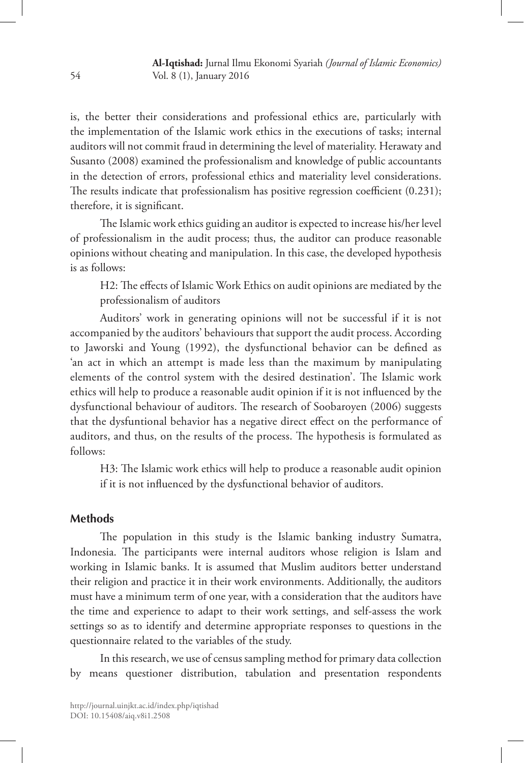is, the better their considerations and professional ethics are, particularly with the implementation of the Islamic work ethics in the executions of tasks; internal auditors will not commit fraud in determining the level of materiality. Herawaty and Susanto (2008) examined the professionalism and knowledge of public accountants in the detection of errors, professional ethics and materiality level considerations. The results indicate that professionalism has positive regression coefficient (0.231); therefore, it is significant.

The Islamic work ethics guiding an auditor is expected to increase his/her level of professionalism in the audit process; thus, the auditor can produce reasonable opinions without cheating and manipulation. In this case, the developed hypothesis is as follows:

> H2: The effects of Islamic Work Ethics on audit opinions are mediated by the professionalism of auditors

Auditors' work in generating opinions will not be successful if it is not accompanied by the auditors' behaviours that support the audit process. According to Jaworski and Young (1992), the dysfunctional behavior can be defined as 'an act in which an attempt is made less than the maximum by manipulating elements of the control system with the desired destination'. The Islamic work ethics will help to produce a reasonable audit opinion if it is not influenced by the dysfunctional behaviour of auditors. The research of Soobaroyen (2006) suggests that the dysfuntional behavior has a negative direct effect on the performance of auditors, and thus, on the results of the process. The hypothesis is formulated as follows:

> H3: The Islamic work ethics will help to produce a reasonable audit opinion if it is not influenced by the dysfunctional behavior of auditors.

## Methods

The population in this study is the Islamic banking industry Sumatra, Indonesia. The participants were internal auditors whose religion is Islam and working in Islamic banks. It is assumed that Muslim auditors better understand their religion and practice it in their work environments. Additionally, the auditors must have a minimum term of one year, with a consideration that the auditors have the time and experience to adapt to their work settings, and self-assess the work settings so as to identify and determine appropriate responses to questions in the questionnaire related to the variables of the study.

In this research, we use of census sampling method for primary data collection by means questioner distribution, tabulation and presentation respondents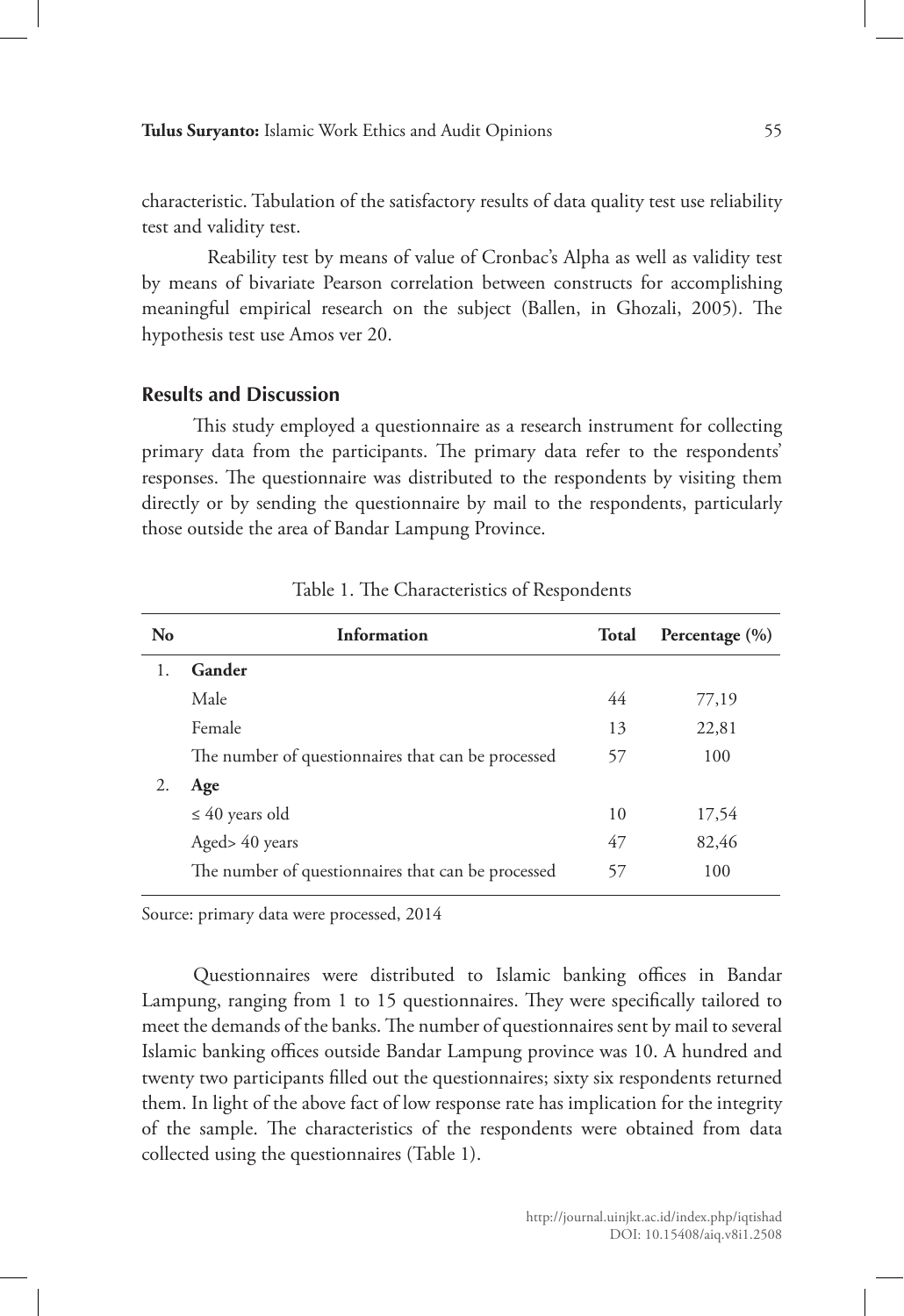characteristic. Tabulation of the satisfactory results of data quality test use reliability test and validity test.

Reability test by means of value of Cronbac's Alpha as well as validity test by means of bivariate Pearson correlation between constructs for accomplishing meaningful empirical research on the subject (Ballen, in Ghozali, 2005). The hypothesis test use Amos ver 20.

## Results and Discussion

This study employed a questionnaire as a research instrument for collecting primary data from the participants. The primary data refer to the respondents' responses. The questionnaire was distributed to the respondents by visiting them directly or by sending the questionnaire by mail to the respondents, particularly those outside the area of Bandar Lampung Province.

Table 1. The Characteristics of Respondents

| No | Information | Total | Percentage (%) |
|---|---|---|---|
| 1. | **Gander** | | |
| | Male | 44 | 77,19 |
| | Female | 13 | 22,81 |
| | The number of questionnaires that can be processed | 57 | 100 |
| 2. | **Age** | | |
| | ≤ 40 years old | 10 | 17,54 |
| | Aged> 40 years | 47 | 82,46 |
| | The number of questionnaires that can be processed | 57 | 100 |

Source: primary data were processed, 2014

Questionnaires were distributed to Islamic banking offices in Bandar Lampung, ranging from 1 to 15 questionnaires. They were specifically tailored to meet the demands of the banks. The number of questionnaires sent by mail to several Islamic banking offices outside Bandar Lampung province was 10. A hundred and twenty two participants filled out the questionnaires; sixty six respondents returned them. In light of the above fact of low response rate has implication for the integrity of the sample. The characteristics of the respondents were obtained from data collected using the questionnaires (Table 1).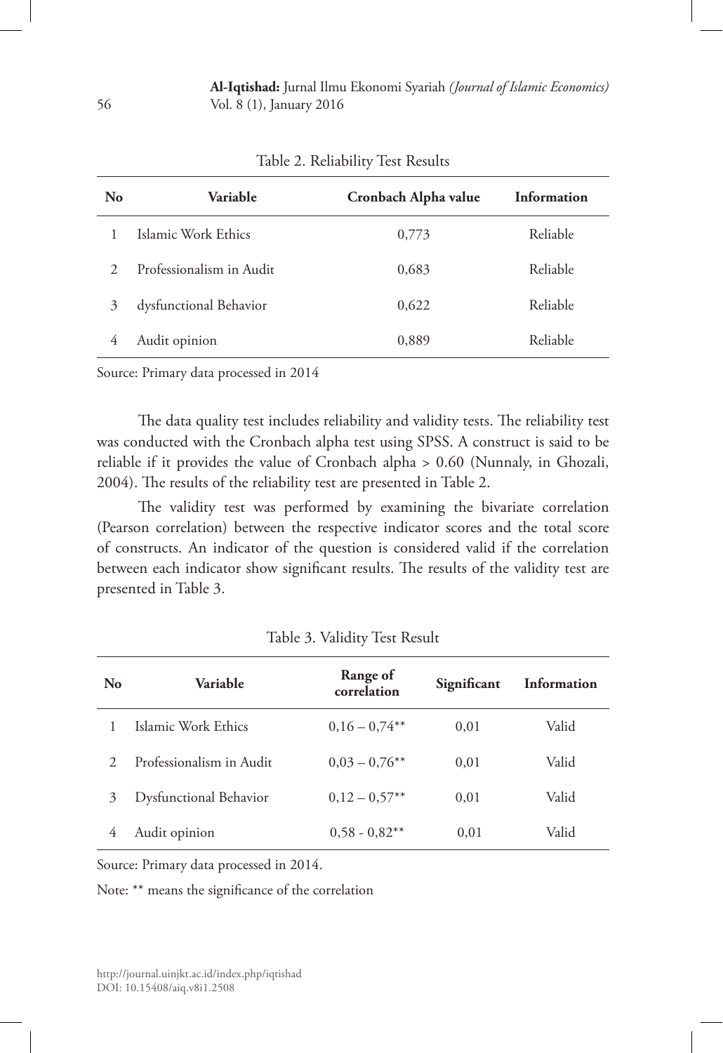Table 2. Reliability Test Results

| No | Variable | Cronbach Alpha value | Information |
|---|---|---|---|
| 1 | Islamic Work Ethics | 0,773 | Reliable |
| 2 | Professionalism in Audit | 0,683 | Reliable |
| 3 | dysfunctional Behavior | 0,622 | Reliable |
| 4 | Audit opinion | 0,889 | Reliable |

Source: Primary data processed in 2014

The data quality test includes reliability and validity tests. The reliability test was conducted with the Cronbach alpha test using SPSS. A construct is said to be reliable if it provides the value of Cronbach alpha > 0.60 (Nunnaly, in Ghozali, 2004). The results of the reliability test are presented in Table 2.

The validity test was performed by examining the bivariate correlation (Pearson correlation) between the respective indicator scores and the total score of constructs. An indicator of the question is considered valid if the correlation between each indicator show significant results. The results of the validity test are presented in Table 3.

Table 3. Validity Test Result

| No | Variable | Range of correlation | Significant | Information |
|---|---|---|---|---|
| 1 | Islamic Work Ethics | 0,16 – 0,74** | 0,01 | Valid |
| 2 | Professionalism in Audit | 0,03 – 0,76** | 0,01 | Valid |
| 3 | Dysfunctional Behavior | 0,12 – 0,57** | 0,01 | Valid |
| 4 | Audit opinion | 0,58 - 0,82** | 0,01 | Valid |

Source: Primary data processed in 2014.

Note: ** means the significance of the correlation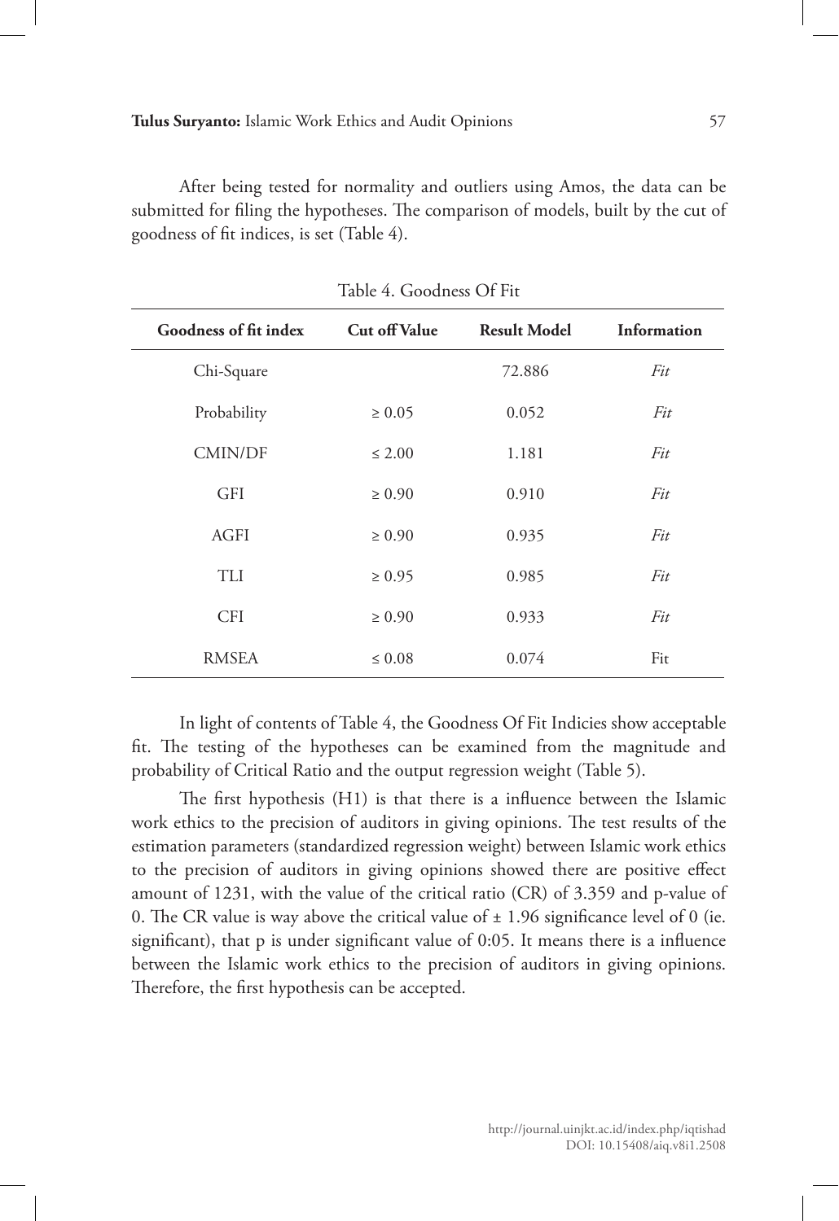After being tested for normality and outliers using Amos, the data can be submitted for filing the hypotheses. The comparison of models, built by the cut of goodness of fit indices, is set (Table 4).

Table 4. Goodness Of Fit

| Goodness of fit index | Cut off Value | Result Model | Information |
|---|---|---|---|
| Chi-Square | | 72.886 | *Fit* |
| Probability | ≥ 0.05 | 0.052 | *Fit* |
| CMIN/DF | ≤ 2.00 | 1.181 | *Fit* |
| GFI | ≥ 0.90 | 0.910 | *Fit* |
| AGFI | ≥ 0.90 | 0.935 | *Fit* |
| TLI | ≥ 0.95 | 0.985 | *Fit* |
| CFI | ≥ 0.90 | 0.933 | *Fit* |
| RMSEA | ≤ 0.08 | 0.074 | Fit |

In light of contents of Table 4, the Goodness Of Fit Indicies show acceptable fit. The testing of the hypotheses can be examined from the magnitude and probability of Critical Ratio and the output regression weight (Table 5).

The first hypothesis (H1) is that there is a influence between the Islamic work ethics to the precision of auditors in giving opinions. The test results of the estimation parameters (standardized regression weight) between Islamic work ethics to the precision of auditors in giving opinions showed there are positive effect amount of 1231, with the value of the critical ratio (CR) of 3.359 and p-value of 0. The CR value is way above the critical value of ± 1.96 significance level of 0 (ie. significant), that p is under significant value of 0:05. It means there is a influence between the Islamic work ethics to the precision of auditors in giving opinions. Therefore, the first hypothesis can be accepted.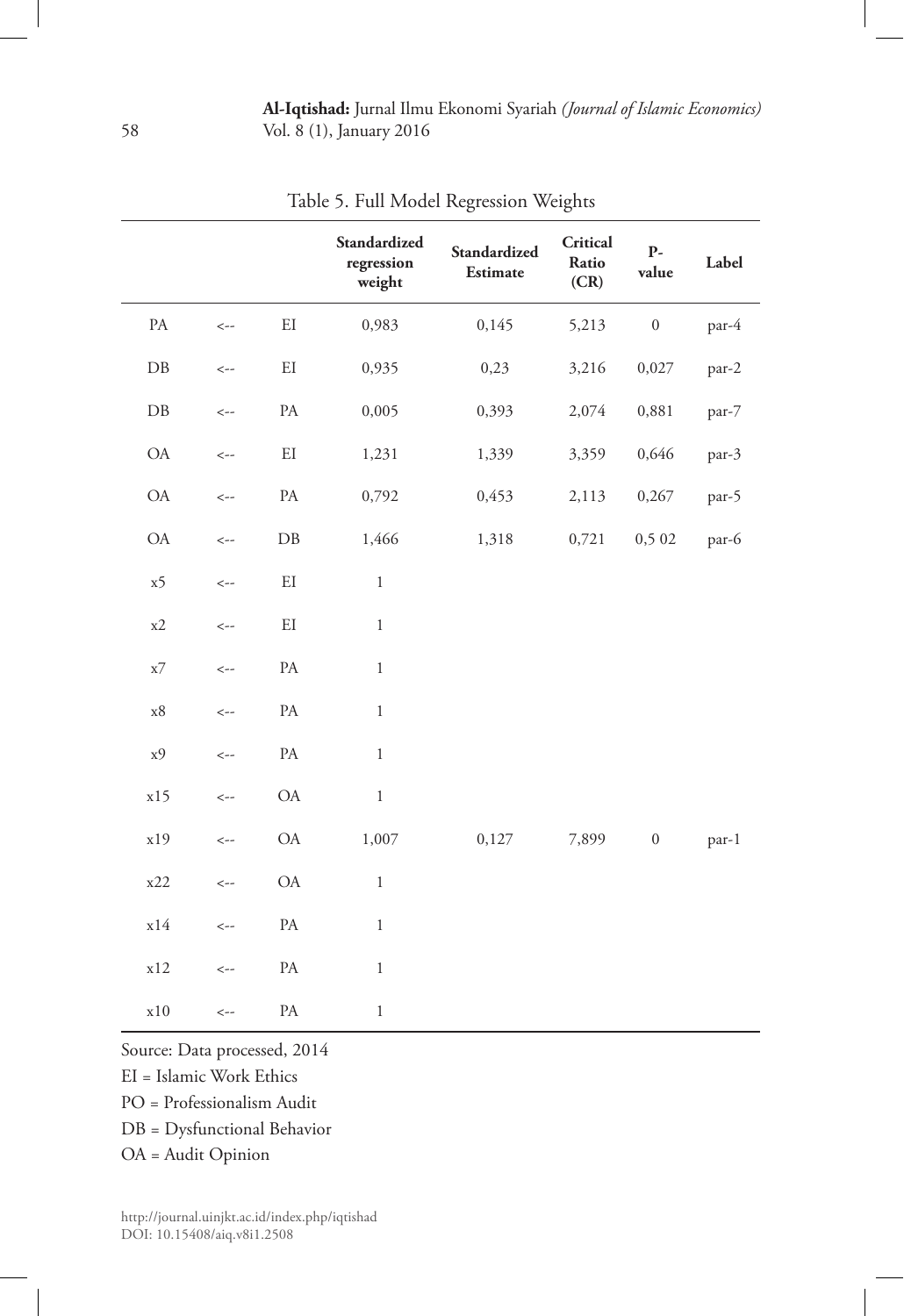Table 5. Full Model Regression Weights

| | | | Standardized regression weight | Standardized Estimate | Critical Ratio (CR) | P-value | Label |
|---|---|---|---|---|---|---|---|
| PA | <-- | EI | 0,983 | 0,145 | 5,213 | 0 | par-4 |
| DB | <-- | EI | 0,935 | 0,23 | 3,216 | 0,027 | par-2 |
| DB | <-- | PA | 0,005 | 0,393 | 2,074 | 0,881 | par-7 |
| OA | <-- | EI | 1,231 | 1,339 | 3,359 | 0,646 | par-3 |
| OA | <-- | PA | 0,792 | 0,453 | 2,113 | 0,267 | par-5 |
| OA | <-- | DB | 1,466 | 1,318 | 0,721 | 0,5 02 | par-6 |
| x5 | <-- | EI | 1 | | | | |
| x2 | <-- | EI | 1 | | | | |
| x7 | <-- | PA | 1 | | | | |
| x8 | <-- | PA | 1 | | | | |
| x9 | <-- | PA | 1 | | | | |
| x15 | <-- | OA | 1 | | | | |
| x19 | <-- | OA | 1,007 | 0,127 | 7,899 | 0 | par-1 |
| x22 | <-- | OA | 1 | | | | |
| x14 | <-- | PA | 1 | | | | |
| x12 | <-- | PA | 1 | | | | |
| x10 | <-- | PA | 1 | | | | |

Source: Data processed, 2014

EI = Islamic Work Ethics

PO = Professionalism Audit

DB = Dysfunctional Behavior

OA = Audit Opinion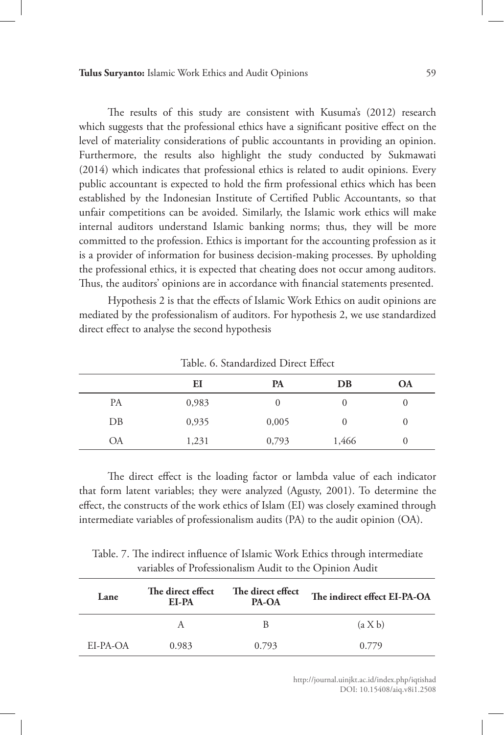The results of this study are consistent with Kusuma's (2012) research which suggests that the professional ethics have a significant positive effect on the level of materiality considerations of public accountants in providing an opinion. Furthermore, the results also highlight the study conducted by Sukmawati (2014) which indicates that professional ethics is related to audit opinions. Every public accountant is expected to hold the firm professional ethics which has been established by the Indonesian Institute of Certified Public Accountants, so that unfair competitions can be avoided. Similarly, the Islamic work ethics will make internal auditors understand Islamic banking norms; thus, they will be more committed to the profession. Ethics is important for the accounting profession as it is a provider of information for business decision-making processes. By upholding the professional ethics, it is expected that cheating does not occur among auditors. Thus, the auditors' opinions are in accordance with financial statements presented.

Hypothesis 2 is that the effects of Islamic Work Ethics on audit opinions are mediated by the professionalism of auditors. For hypothesis 2, we use standardized direct effect to analyse the second hypothesis

Table. 6. Standardized Direct Effect

| | EI | PA | DB | OA |
|---|---|---|---|---|
| PA | 0,983 | 0 | 0 | 0 |
| DB | 0,935 | 0,005 | 0 | 0 |
| OA | 1,231 | 0,793 | 1,466 | 0 |

The direct effect is the loading factor or lambda value of each indicator that form latent variables; they were analyzed (Agusty, 2001). To determine the effect, the constructs of the work ethics of Islam (EI) was closely examined through intermediate variables of professionalism audits (PA) to the audit opinion (OA).

Table. 7. The indirect influence of Islamic Work Ethics through intermediate variables of Professionalism Audit to the Opinion Audit

| Lane | The direct effect EI-PA | The direct effect PA-OA | The indirect effect EI-PA-OA |
|---|---|---|---|
| | A | B | (a X b) |
| EI-PA-OA | 0.983 | 0.793 | 0.779 |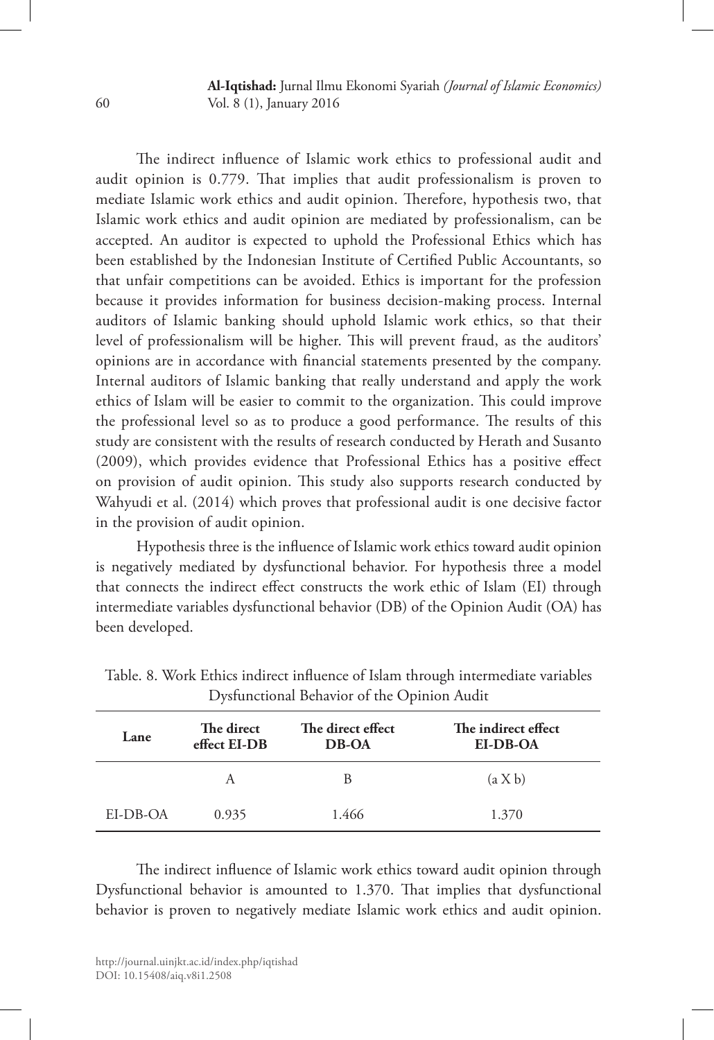The indirect influence of Islamic work ethics to professional audit and audit opinion is 0.779. That implies that audit professionalism is proven to mediate Islamic work ethics and audit opinion. Therefore, hypothesis two, that Islamic work ethics and audit opinion are mediated by professionalism, can be accepted. An auditor is expected to uphold the Professional Ethics which has been established by the Indonesian Institute of Certified Public Accountants, so that unfair competitions can be avoided. Ethics is important for the profession because it provides information for business decision-making process. Internal auditors of Islamic banking should uphold Islamic work ethics, so that their level of professionalism will be higher. This will prevent fraud, as the auditors' opinions are in accordance with financial statements presented by the company. Internal auditors of Islamic banking that really understand and apply the work ethics of Islam will be easier to commit to the organization. This could improve the professional level so as to produce a good performance. The results of this study are consistent with the results of research conducted by Herath and Susanto (2009), which provides evidence that Professional Ethics has a positive effect on provision of audit opinion. This study also supports research conducted by Wahyudi et al. (2014) which proves that professional audit is one decisive factor in the provision of audit opinion.

Hypothesis three is the influence of Islamic work ethics toward audit opinion is negatively mediated by dysfunctional behavior. For hypothesis three a model that connects the indirect effect constructs the work ethic of Islam (EI) through intermediate variables dysfunctional behavior (DB) of the Opinion Audit (OA) has been developed.

Table. 8. Work Ethics indirect influence of Islam through intermediate variables Dysfunctional Behavior of the Opinion Audit

| Lane | The direct effect EI-DB | The direct effect DB-OA | The indirect effect EI-DB-OA |
|---|---|---|---|
| | A | B | (a X b) |
| EI-DB-OA | 0.935 | 1.466 | 1.370 |

The indirect influence of Islamic work ethics toward audit opinion through Dysfunctional behavior is amounted to 1.370. That implies that dysfunctional behavior is proven to negatively mediate Islamic work ethics and audit opinion.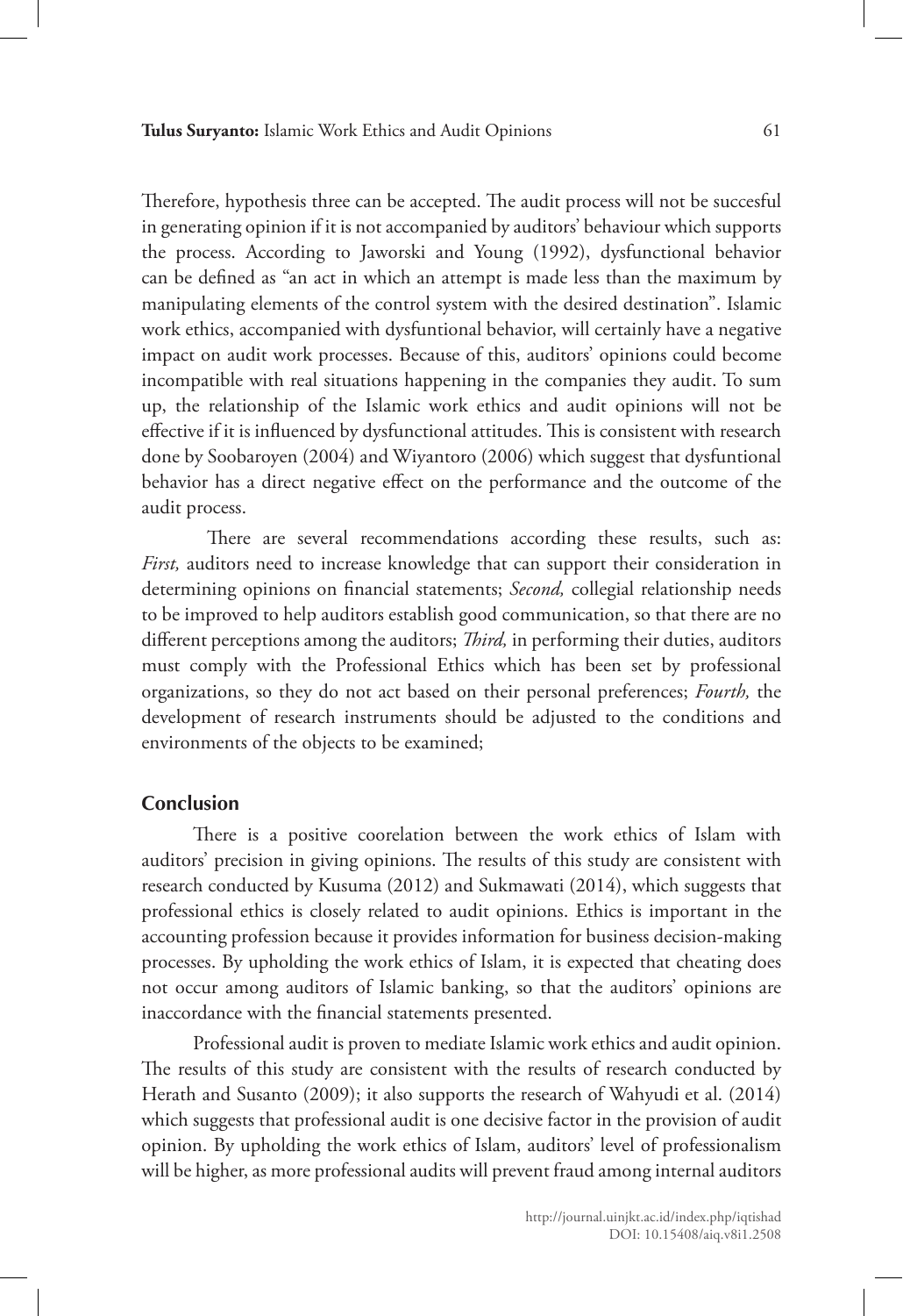Therefore, hypothesis three can be accepted. The audit process will not be succesful in generating opinion if it is not accompanied by auditors' behaviour which supports the process. According to Jaworski and Young (1992), dysfunctional behavior can be defined as "an act in which an attempt is made less than the maximum by manipulating elements of the control system with the desired destination". Islamic work ethics, accompanied with dysfuntional behavior, will certainly have a negative impact on audit work processes. Because of this, auditors' opinions could become incompatible with real situations happening in the companies they audit. To sum up, the relationship of the Islamic work ethics and audit opinions will not be effective if it is influenced by dysfunctional attitudes. This is consistent with research done by Soobaroyen (2004) and Wiyantoro (2006) which suggest that dysfuntional behavior has a direct negative effect on the performance and the outcome of the audit process.

There are several recommendations according these results, such as: *First,* auditors need to increase knowledge that can support their consideration in determining opinions on financial statements; *Second,* collegial relationship needs to be improved to help auditors establish good communication, so that there are no different perceptions among the auditors; *Third,* in performing their duties, auditors must comply with the Professional Ethics which has been set by professional organizations, so they do not act based on their personal preferences; *Fourth,* the development of research instruments should be adjusted to the conditions and environments of the objects to be examined;

## Conclusion

There is a positive coorelation between the work ethics of Islam with auditors' precision in giving opinions. The results of this study are consistent with research conducted by Kusuma (2012) and Sukmawati (2014), which suggests that professional ethics is closely related to audit opinions. Ethics is important in the accounting profession because it provides information for business decision-making processes. By upholding the work ethics of Islam, it is expected that cheating does not occur among auditors of Islamic banking, so that the auditors' opinions are inaccordance with the financial statements presented.

Professional audit is proven to mediate Islamic work ethics and audit opinion. The results of this study are consistent with the results of research conducted by Herath and Susanto (2009); it also supports the research of Wahyudi et al. (2014) which suggests that professional audit is one decisive factor in the provision of audit opinion. By upholding the work ethics of Islam, auditors' level of professionalism will be higher, as more professional audits will prevent fraud among internal auditors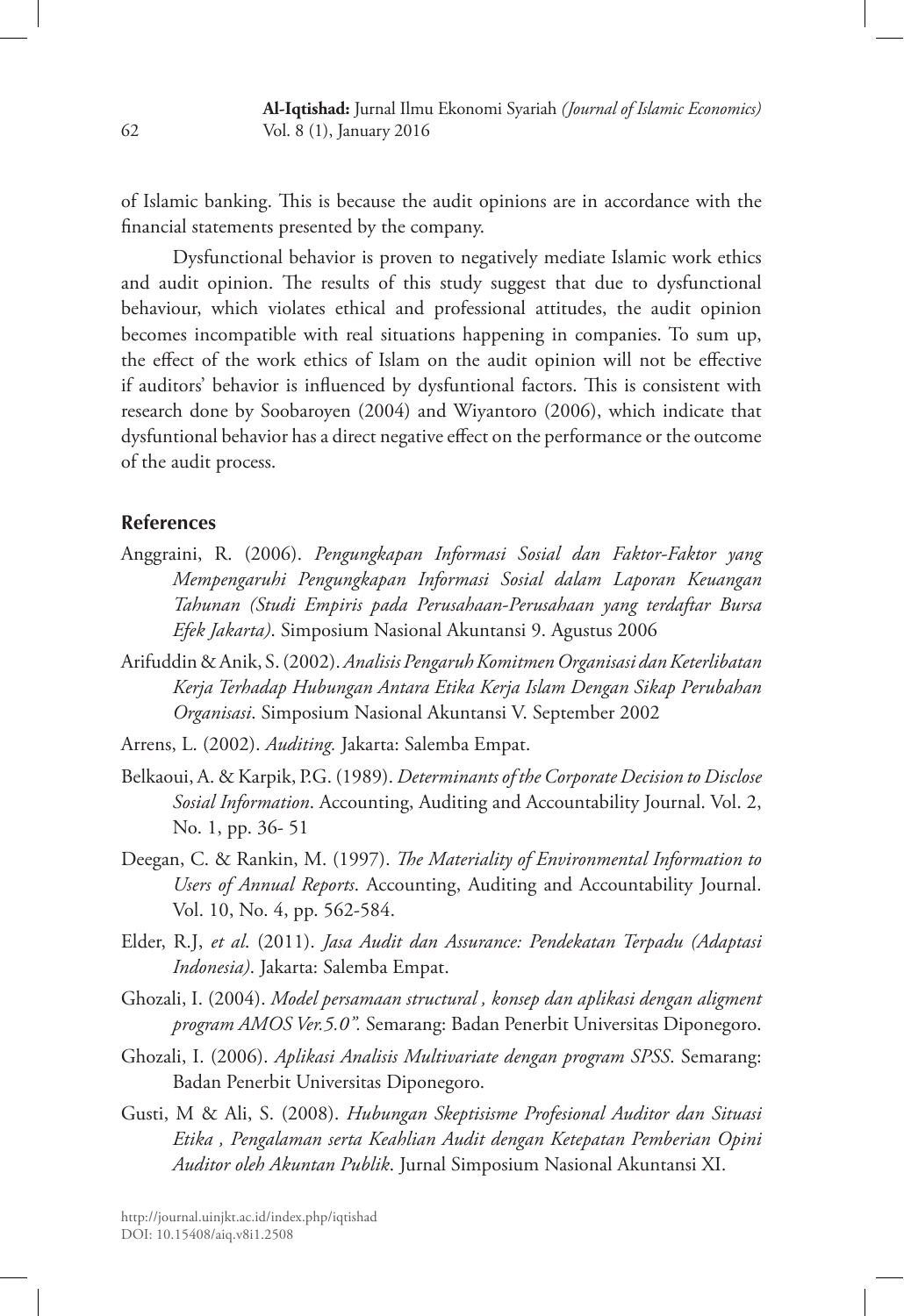of Islamic banking. This is because the audit opinions are in accordance with the financial statements presented by the company.

Dysfunctional behavior is proven to negatively mediate Islamic work ethics and audit opinion. The results of this study suggest that due to dysfunctional behaviour, which violates ethical and professional attitudes, the audit opinion becomes incompatible with real situations happening in companies. To sum up, the effect of the work ethics of Islam on the audit opinion will not be effective if auditors' behavior is influenced by dysfuntional factors. This is consistent with research done by Soobaroyen (2004) and Wiyantoro (2006), which indicate that dysfuntional behavior has a direct negative effect on the performance or the outcome of the audit process.

## References

Anggraini, R. (2006). *Pengungkapan Informasi Sosial dan Faktor-Faktor yang Mempengaruhi Pengungkapan Informasi Sosial dalam Laporan Keuangan Tahunan (Studi Empiris pada Perusahaan-Perusahaan yang terdaftar Bursa Efek Jakarta)*. Simposium Nasional Akuntansi 9. Agustus 2006

Arifuddin & Anik, S. (2002). *Analisis Pengaruh Komitmen Organisasi dan Keterlibatan Kerja Terhadap Hubungan Antara Etika Kerja Islam Dengan Sikap Perubahan Organisasi*. Simposium Nasional Akuntansi V. September 2002

Arrens, L. (2002). *Auditing.* Jakarta: Salemba Empat.

Belkaoui, A. & Karpik, P.G. (1989). *Determinants of the Corporate Decision to Disclose Sosial Information*. Accounting, Auditing and Accountability Journal. Vol. 2, No. 1, pp. 36- 51

Deegan, C. & Rankin, M. (1997). *The Materiality of Environmental Information to Users of Annual Reports*. Accounting, Auditing and Accountability Journal. Vol. 10, No. 4, pp. 562-584.

Elder, R.J, *et al*. (2011). *Jasa Audit dan Assurance: Pendekatan Terpadu (Adaptasi Indonesia)*. Jakarta: Salemba Empat.

Ghozali, I. (2004). *Model persamaan structural , konsep dan aplikasi dengan aligment program AMOS Ver.5.0".* Semarang: Badan Penerbit Universitas Diponegoro.

Ghozali, I. (2006). *Aplikasi Analisis Multivariate dengan program SPSS*. Semarang: Badan Penerbit Universitas Diponegoro.

Gusti, M & Ali, S. (2008). *Hubungan Skeptisisme Profesional Auditor dan Situasi Etika , Pengalaman serta Keahlian Audit dengan Ketepatan Pemberian Opini Auditor oleh Akuntan Publik*. Jurnal Simposium Nasional Akuntansi XI.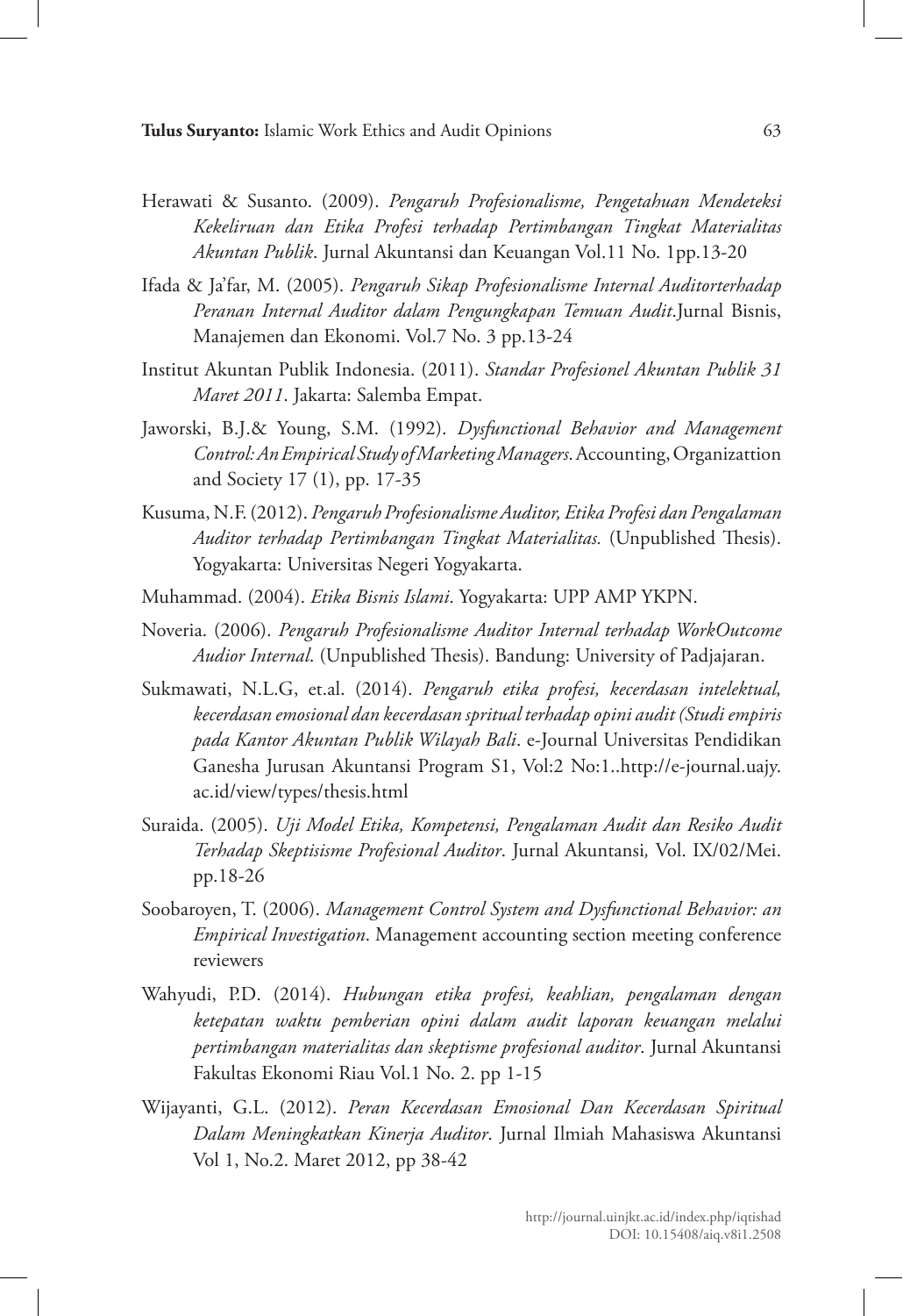Herawati & Susanto. (2009). *Pengaruh Profesionalisme, Pengetahuan Mendeteksi Kekeliruan dan Etika Profesi terhadap Pertimbangan Tingkat Materialitas Akuntan Publik*. Jurnal Akuntansi dan Keuangan Vol.11 No. 1pp.13-20

Ifada & Ja'far, M. (2005). *Pengaruh Sikap Profesionalisme Internal Auditorterhadap Peranan Internal Auditor dalam Pengungkapan Temuan Audit*.Jurnal Bisnis, Manajemen dan Ekonomi. Vol.7 No. 3 pp.13-24

Institut Akuntan Publik Indonesia. (2011). *Standar Profesionel Akuntan Publik 31 Maret 2011*. Jakarta: Salemba Empat.

Jaworski, B.J.& Young, S.M. (1992). *Dysfunctional Behavior and Management Control: An Empirical Study of Marketing Managers*. Accounting, Organizattion and Society 17 (1), pp. 17-35

Kusuma, N.F. (2012). *Pengaruh Profesionalisme Auditor, Etika Profesi dan Pengalaman Auditor terhadap Pertimbangan Tingkat Materialitas.* (Unpublished Thesis). Yogyakarta: Universitas Negeri Yogyakarta.

Muhammad. (2004). *Etika Bisnis Islami*. Yogyakarta: UPP AMP YKPN.

Noveria. (2006). *Pengaruh Profesionalisme Auditor Internal terhadap WorkOutcome Audior Internal*. (Unpublished Thesis). Bandung: University of Padjajaran.

Sukmawati, N.L.G, et.al. (2014). *Pengaruh etika profesi, kecerdasan intelektual, kecerdasan emosional dan kecerdasan spritual terhadap opini audit (Studi empiris pada Kantor Akuntan Publik Wilayah Bali*. e-Journal Universitas Pendidikan Ganesha Jurusan Akuntansi Program S1, Vol:2 No:1..http://e-journal.uajy.ac.id/view/types/thesis.html

Suraida. (2005). *Uji Model Etika, Kompetensi, Pengalaman Audit dan Resiko Audit Terhadap Skeptisisme Profesional Auditor*. Jurnal Akuntansi*,* Vol. IX/02/Mei. pp.18-26

Soobaroyen, T. (2006). *Management Control System and Dysfunctional Behavior: an Empirical Investigation*. Management accounting section meeting conference reviewers

Wahyudi, P.D. (2014). *Hubungan etika profesi, keahlian, pengalaman dengan ketepatan waktu pemberian opini dalam audit laporan keuangan melalui pertimbangan materialitas dan skeptisme profesional auditor*. Jurnal Akuntansi Fakultas Ekonomi Riau Vol.1 No. 2. pp 1-15

Wijayanti, G.L. (2012). *Peran Kecerdasan Emosional Dan Kecerdasan Spiritual Dalam Meningkatkan Kinerja Auditor*. Jurnal Ilmiah Mahasiswa Akuntansi Vol 1, No.2. Maret 2012, pp 38-42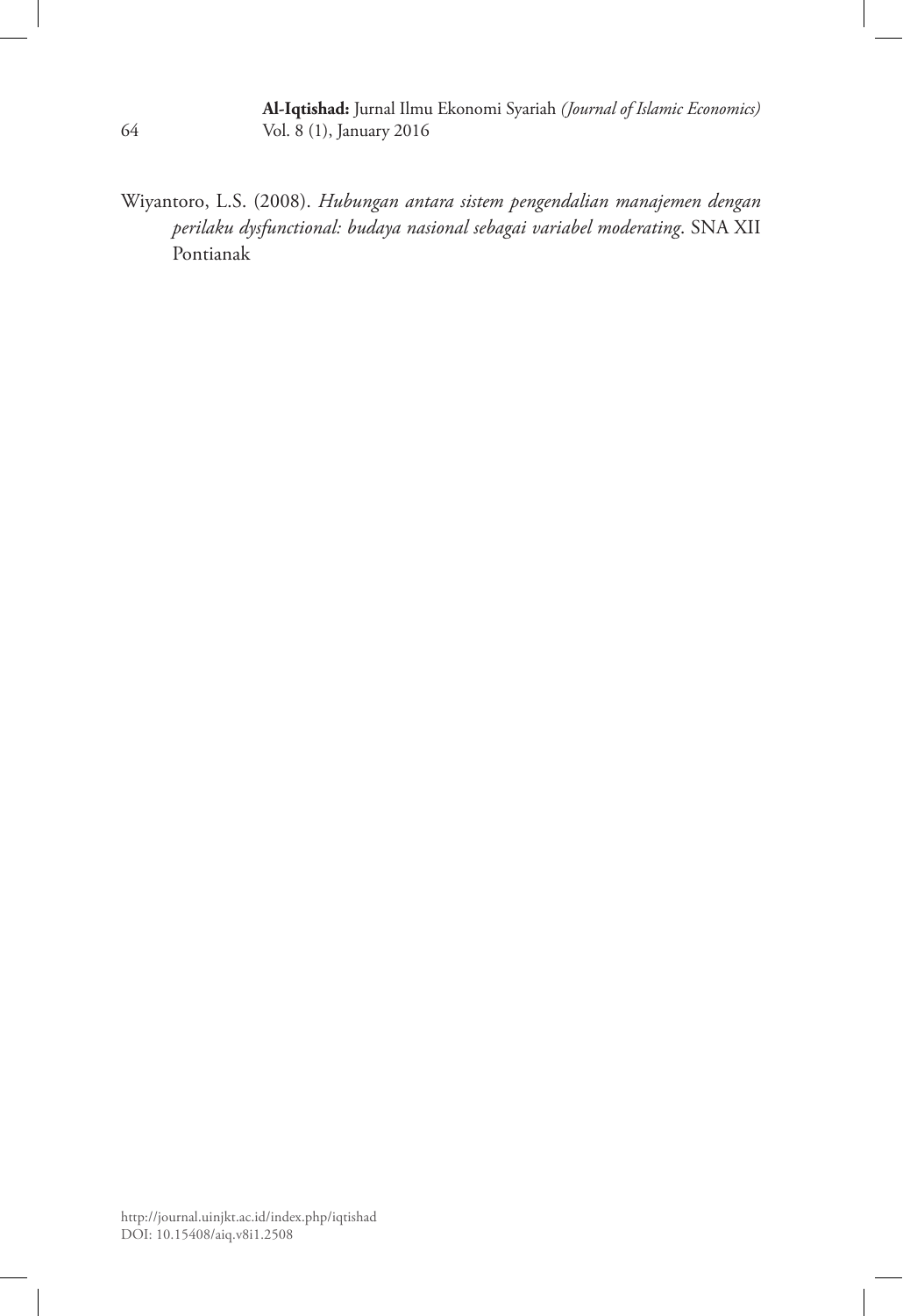Wiyantoro, L.S. (2008). *Hubungan antara sistem pengendalian manajemen dengan perilaku dysfunctional: budaya nasional sebagai variabel moderating*. SNA XII Pontianak